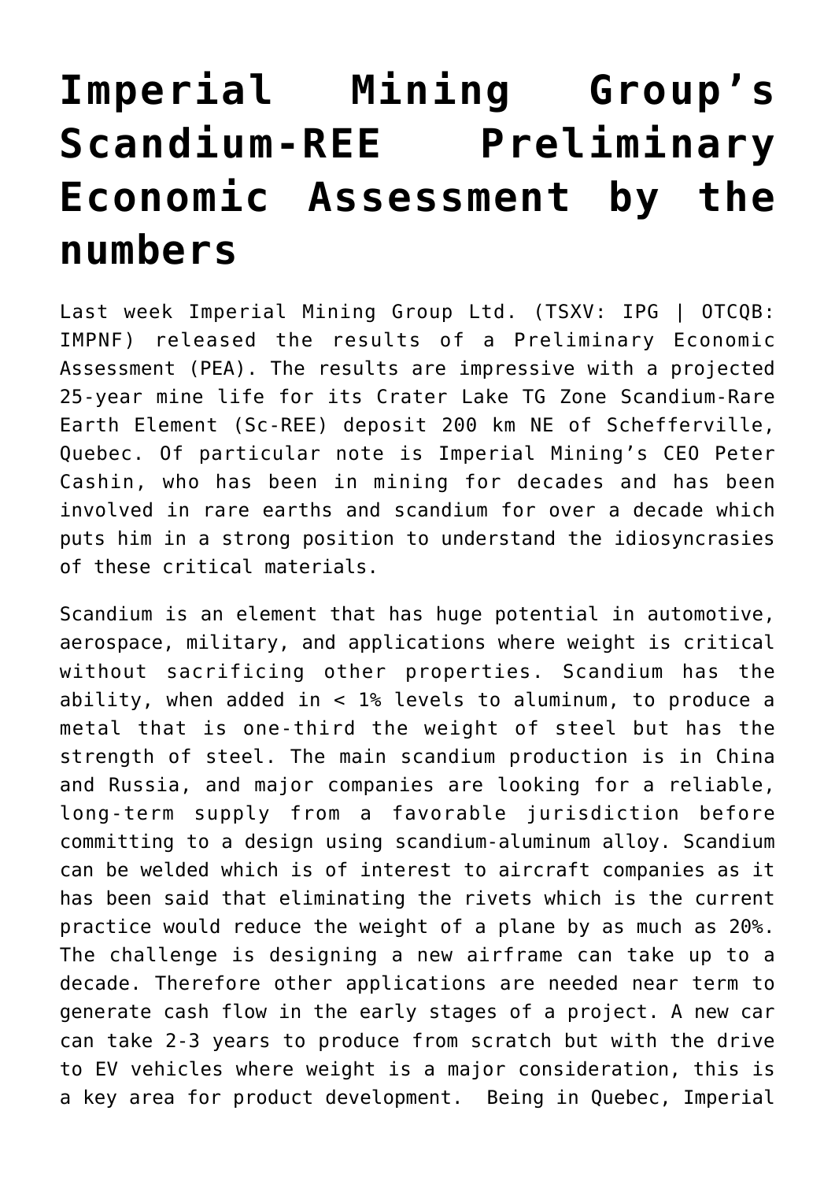# Imperial Mining Group's Scandium-REE Preliminary Economic Assessment by the numbers

Last week Imperial Mining Group Ltd. (TSXV: IPG | OTCQB: IMPNF) released the results of a Preliminary Economic Assessment (PEA). The results are impressive with a projected 25-year mine life for its Crater Lake TG Zone Scandium-Rare Earth Element (Sc-REE) deposit 200 km NE of Schefferville, Quebec. Of particular note is Imperial Mining's CEO Peter Cashin, who has been in mining for decades and has been involved in rare earths and scandium for over a decade which puts him in a strong position to understand the idiosyncrasies of these critical materials.

Scandium is an element that has huge potential in automotive, aerospace, military, and applications where weight is critical without sacrificing other properties. Scandium has the ability, when added in < 1% levels to aluminum, to produce a metal that is one-third the weight of steel but has the strength of steel. The main scandium production is in China and Russia, and major companies are looking for a reliable, long-term supply from a favorable jurisdiction before committing to a design using scandium-aluminum alloy. Scandium can be welded which is of interest to aircraft companies as it has been said that eliminating the rivets which is the current practice would reduce the weight of a plane by as much as 20%. The challenge is designing a new airframe can take up to a decade. Therefore other applications are needed near term to generate cash flow in the early stages of a project. A new car can take 2-3 years to produce from scratch but with the drive to EV vehicles where weight is a major consideration, this is a key area for product development. Being in Quebec, Imperial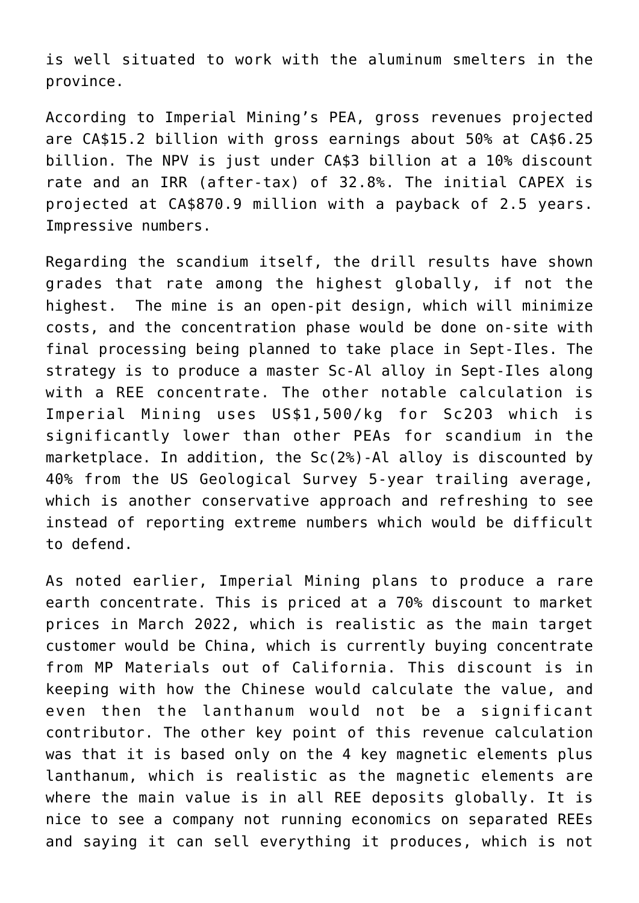is well situated to work with the aluminum smelters in the province.

According to Imperial Mining's PEA, gross revenues projected are CA$15.2 billion with gross earnings about 50% at CA$6.25 billion. The NPV is just under CA$3 billion at a 10% discount rate and an IRR (after-tax) of 32.8%. The initial CAPEX is projected at CA$870.9 million with a payback of 2.5 years. Impressive numbers.

Regarding the scandium itself, the drill results have shown grades that rate among the highest globally, if not the highest. The mine is an open-pit design, which will minimize costs, and the concentration phase would be done on-site with final processing being planned to take place in Sept-Iles. The strategy is to produce a master Sc-Al alloy in Sept-Iles along with a REE concentrate. The other notable calculation is Imperial Mining uses US$1,500/kg for $Sc_2O_3$ which is significantly lower than other PEAs for scandium in the marketplace. In addition, the Sc(2%)-Al alloy is discounted by 40% from the US Geological Survey 5-year trailing average, which is another conservative approach and refreshing to see instead of reporting extreme numbers which would be difficult to defend.

As noted earlier, Imperial Mining plans to produce a rare earth concentrate. This is priced at a 70% discount to market prices in March 2022, which is realistic as the main target customer would be China, which is currently buying concentrate from MP Materials out of California. This discount is in keeping with how the Chinese would calculate the value, and even then the lanthanum would not be a significant contributor. The other key point of this revenue calculation was that it is based only on the 4 key magnetic elements plus lanthanum, which is realistic as the magnetic elements are where the main value is in all REE deposits globally. It is nice to see a company not running economics on separated REEs and saying it can sell everything it produces, which is not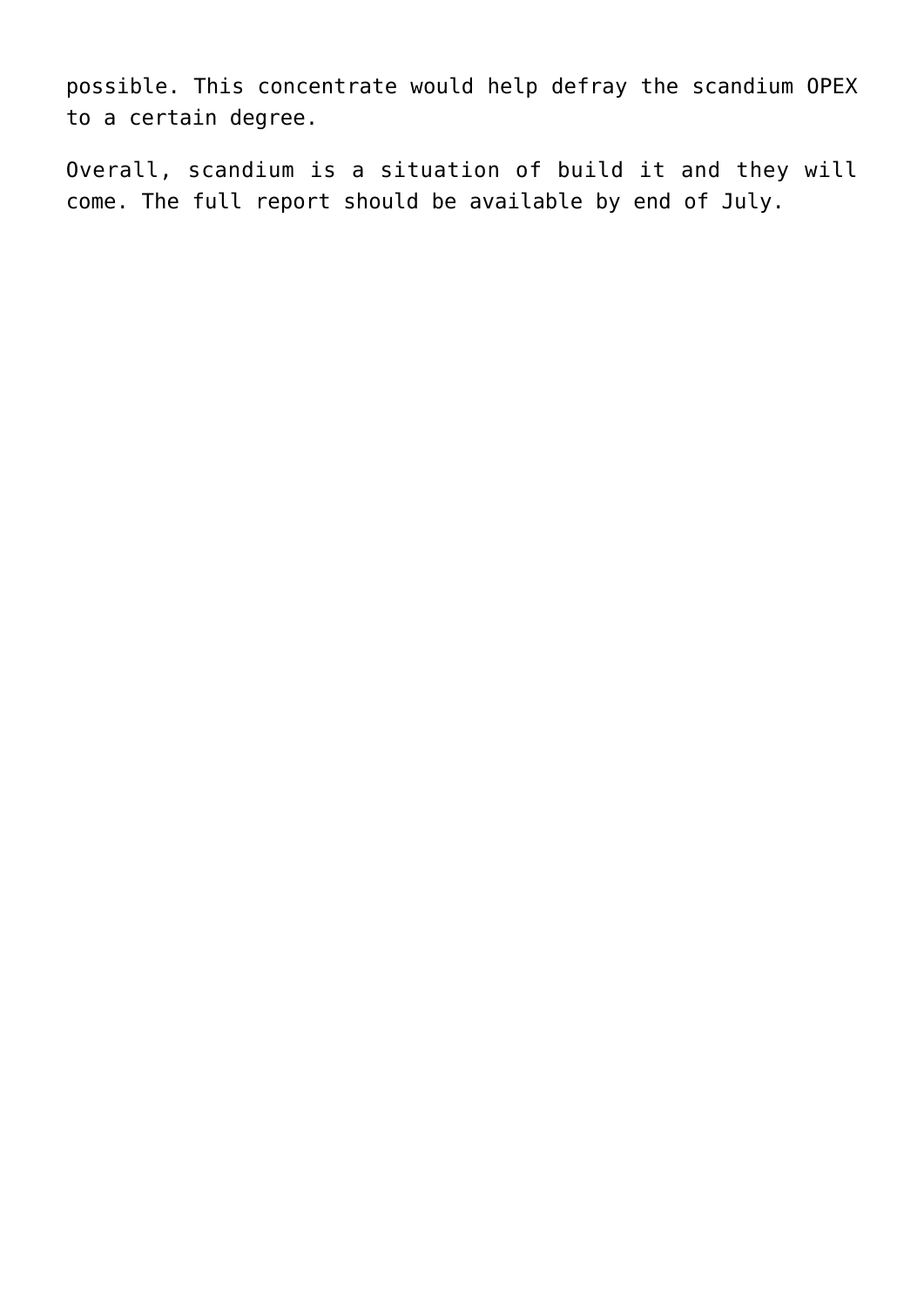possible. This concentrate would help defray the scandium OPEX to a certain degree.

Overall, scandium is a situation of build it and they will come. The full report should be available by end of July.